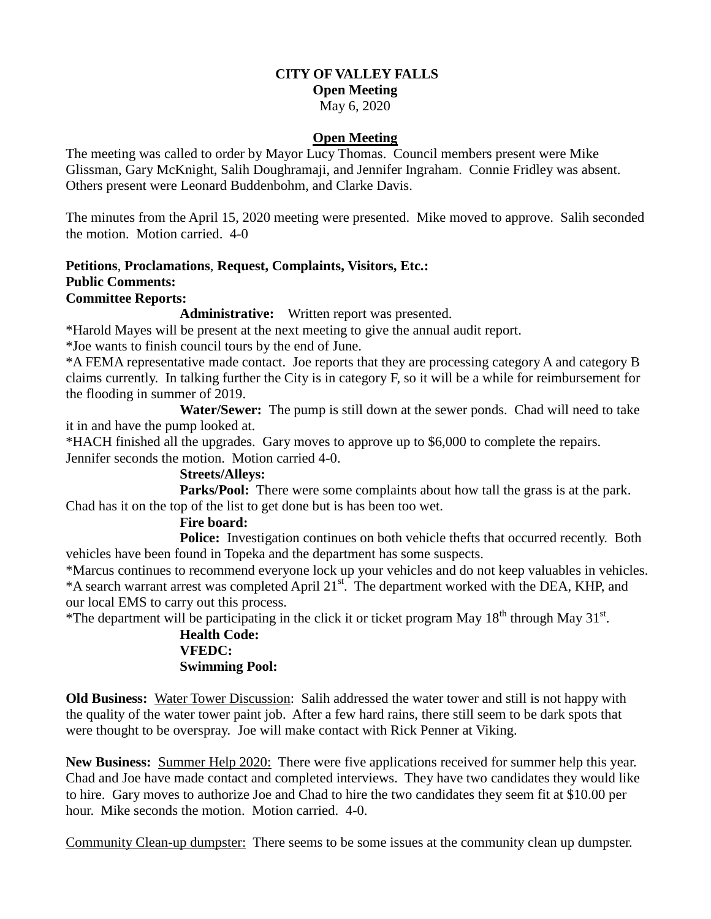**CITY OF VALLEY FALLS**
**Open Meeting**
May 6, 2020

**Open Meeting**

The meeting was called to order by Mayor Lucy Thomas. Council members present were Mike Glissman, Gary McKnight, Salih Doughramaji, and Jennifer Ingraham. Connie Fridley was absent. Others present were Leonard Buddenbohm, and Clarke Davis.

The minutes from the April 15, 2020 meeting were presented. Mike moved to approve. Salih seconded the motion. Motion carried. 4-0

**Petitions**, **Proclamations**, **Request, Complaints, Visitors, Etc.:**
**Public Comments:**
**Committee Reports:**

**Administrative:** Written report was presented.

*Harold Mayes will be present at the next meeting to give the annual audit report.
*Joe wants to finish council tours by the end of June.
*A FEMA representative made contact. Joe reports that they are processing category A and category B claims currently. In talking further the City is in category F, so it will be a while for reimbursement for the flooding in summer of 2019.

**Water/Sewer:** The pump is still down at the sewer ponds. Chad will need to take it in and have the pump looked at.
*HACH finished all the upgrades. Gary moves to approve up to $6,000 to complete the repairs. Jennifer seconds the motion. Motion carried 4-0.

**Streets/Alleys:**

**Parks/Pool:** There were some complaints about how tall the grass is at the park. Chad has it on the top of the list to get done but is has been too wet.

**Fire board:**

**Police:** Investigation continues on both vehicle thefts that occurred recently. Both vehicles have been found in Topeka and the department has some suspects.
*Marcus continues to recommend everyone lock up your vehicles and do not keep valuables in vehicles.
*A search warrant arrest was completed April 21st. The department worked with the DEA, KHP, and our local EMS to carry out this process.
*The department will be participating in the click it or ticket program May 18th through May 31st.

**Health Code:**
**VFEDC:**
**Swimming Pool:**

**Old Business:** Water Tower Discussion: Salih addressed the water tower and still is not happy with the quality of the water tower paint job. After a few hard rains, there still seem to be dark spots that were thought to be overspray. Joe will make contact with Rick Penner at Viking.

**New Business:** Summer Help 2020: There were five applications received for summer help this year. Chad and Joe have made contact and completed interviews. They have two candidates they would like to hire. Gary moves to authorize Joe and Chad to hire the two candidates they seem fit at $10.00 per hour. Mike seconds the motion. Motion carried. 4-0.

Community Clean-up dumpster: There seems to be some issues at the community clean up dumpster.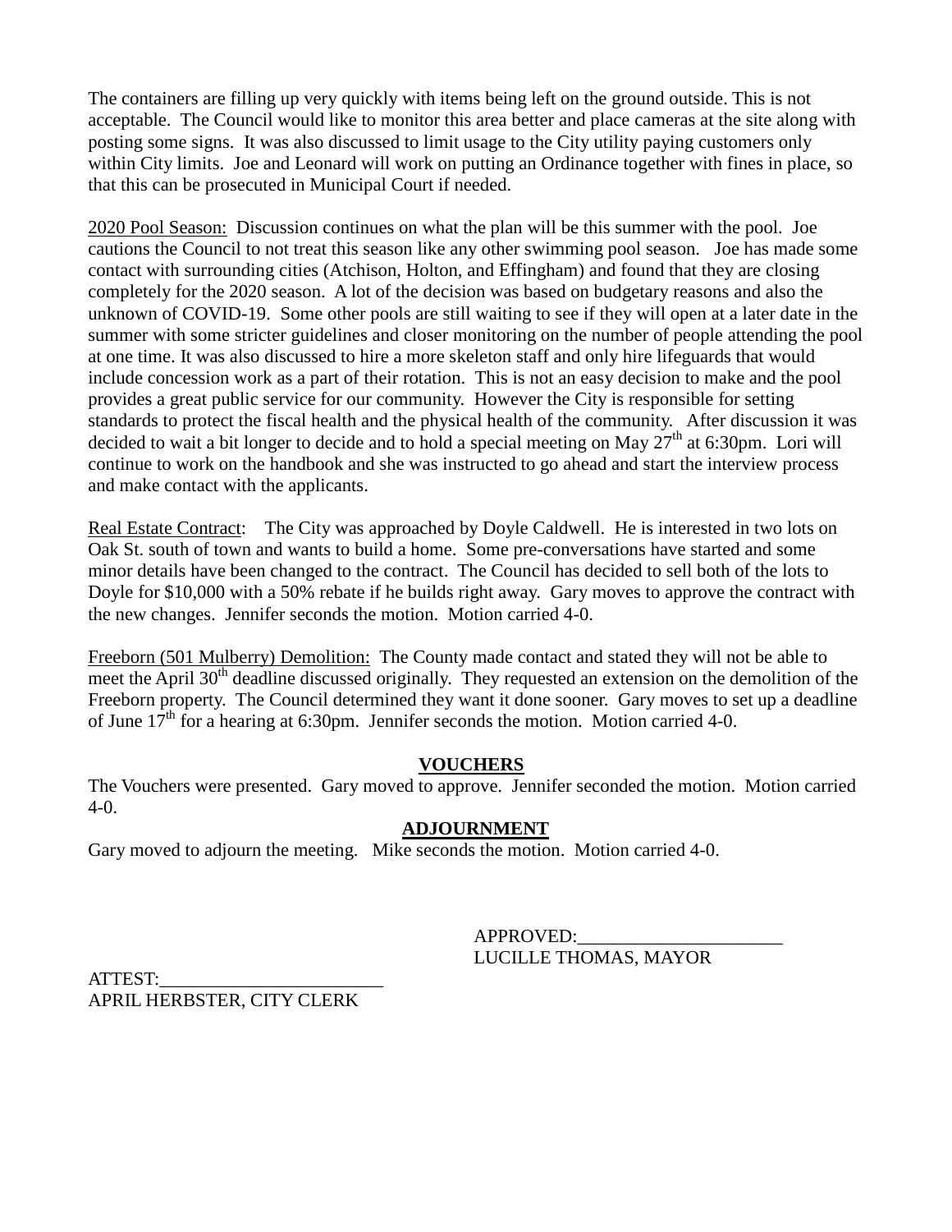The containers are filling up very quickly with items being left on the ground outside. This is not acceptable. The Council would like to monitor this area better and place cameras at the site along with posting some signs. It was also discussed to limit usage to the City utility paying customers only within City limits. Joe and Leonard will work on putting an Ordinance together with fines in place, so that this can be prosecuted in Municipal Court if needed.

<u>2020 Pool Season:</u> Discussion continues on what the plan will be this summer with the pool. Joe cautions the Council to not treat this season like any other swimming pool season. Joe has made some contact with surrounding cities (Atchison, Holton, and Effingham) and found that they are closing completely for the 2020 season. A lot of the decision was based on budgetary reasons and also the unknown of COVID-19. Some other pools are still waiting to see if they will open at a later date in the summer with some stricter guidelines and closer monitoring on the number of people attending the pool at one time. It was also discussed to hire a more skeleton staff and only hire lifeguards that would include concession work as a part of their rotation. This is not an easy decision to make and the pool provides a great public service for our community. However the City is responsible for setting standards to protect the fiscal health and the physical health of the community. After discussion it was decided to wait a bit longer to decide and to hold a special meeting on May 27th at 6:30pm. Lori will continue to work on the handbook and she was instructed to go ahead and start the interview process and make contact with the applicants.

<u>Real Estate Contract</u>: The City was approached by Doyle Caldwell. He is interested in two lots on Oak St. south of town and wants to build a home. Some pre-conversations have started and some minor details have been changed to the contract. The Council has decided to sell both of the lots to Doyle for $10,000 with a 50% rebate if he builds right away. Gary moves to approve the contract with the new changes. Jennifer seconds the motion. Motion carried 4-0.

<u>Freeborn (501 Mulberry) Demolition:</u> The County made contact and stated they will not be able to meet the April 30th deadline discussed originally. They requested an extension on the demolition of the Freeborn property. The Council determined they want it done sooner. Gary moves to set up a deadline of June 17th for a hearing at 6:30pm. Jennifer seconds the motion. Motion carried 4-0.

**<u>VOUCHERS</u>**

The Vouchers were presented. Gary moved to approve. Jennifer seconded the motion. Motion carried 4-0.

**<u>ADJOURNMENT</u>**

Gary moved to adjourn the meeting. Mike seconds the motion. Motion carried 4-0.

APPROVED:______________________
LUCILLE THOMAS, MAYOR

ATTEST:________________________
APRIL HERBSTER, CITY CLERK